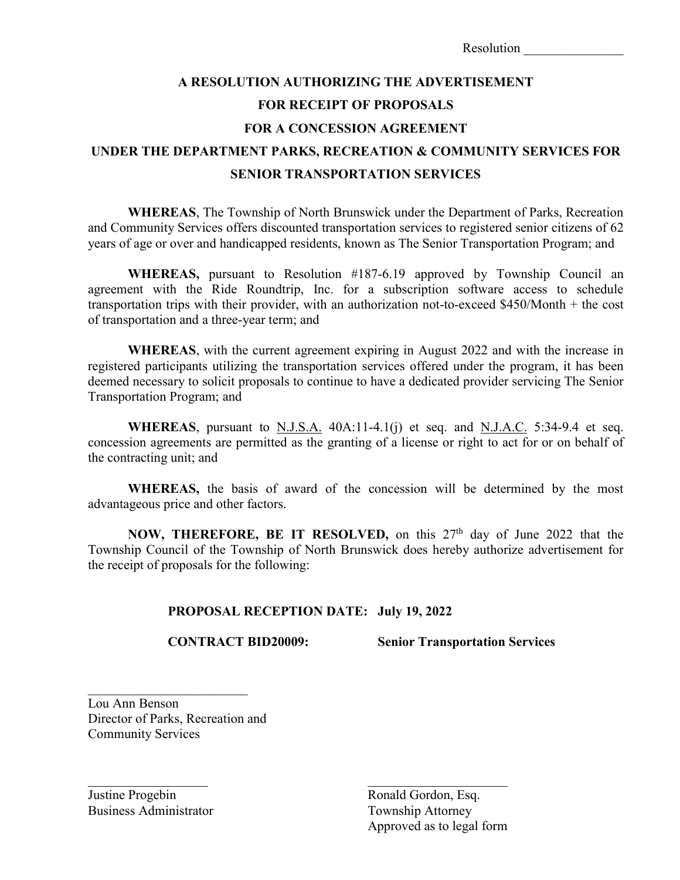Resolution _______________

# A RESOLUTION AUTHORIZING THE ADVERTISEMENT FOR RECEIPT OF PROPOSALS FOR A CONCESSION AGREEMENT UNDER THE DEPARTMENT PARKS, RECREATION & COMMUNITY SERVICES FOR SENIOR TRANSPORTATION SERVICES

**WHEREAS**, The Township of North Brunswick under the Department of Parks, Recreation and Community Services offers discounted transportation services to registered senior citizens of 62 years of age or over and handicapped residents, known as The Senior Transportation Program; and

**WHEREAS,** pursuant to Resolution #187-6.19 approved by Township Council an agreement with the Ride Roundtrip, Inc. for a subscription software access to schedule transportation trips with their provider, with an authorization not-to-exceed $450/Month + the cost of transportation and a three-year term; and

**WHEREAS**, with the current agreement expiring in August 2022 and with the increase in registered participants utilizing the transportation services offered under the program, it has been deemed necessary to solicit proposals to continue to have a dedicated provider servicing The Senior Transportation Program; and

**WHEREAS**, pursuant to N.J.S.A. 40A:11-4.1(j) et seq. and N.J.A.C. 5:34-9.4 et seq. concession agreements are permitted as the granting of a license or right to act for or on behalf of the contracting unit; and

**WHEREAS,** the basis of award of the concession will be determined by the most advantageous price and other factors.

**NOW, THEREFORE, BE IT RESOLVED,** on this 27th day of June 2022 that the Township Council of the Township of North Brunswick does hereby authorize advertisement for the receipt of proposals for the following:

**PROPOSAL RECEPTION DATE: July 19, 2022**

**CONTRACT BID20009: Senior Transportation Services**

_________________________
Lou Ann Benson
Director of Parks, Recreation and
Community Services

___________________
Justine Progebin
Business Administrator

_______________________
Ronald Gordon, Esq.
Township Attorney
Approved as to legal form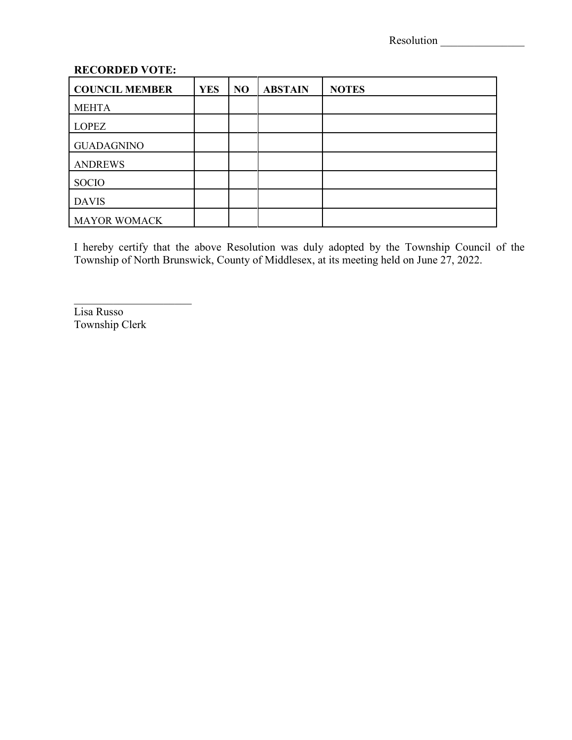Resolution _______________

**RECORDED VOTE:**

| COUNCIL MEMBER | YES | NO | ABSTAIN | NOTES |
|---|---|---|---|---|
| MEHTA | | | | |
| LOPEZ | | | | |
| GUADAGNINO | | | | |
| ANDREWS | | | | |
| SOCIO | | | | |
| DAVIS | | | | |
| MAYOR WOMACK | | | | |

I hereby certify that the above Resolution was duly adopted by the Township Council of the Township of North Brunswick, County of Middlesex, at its meeting held on June 27, 2022.

_____________________
Lisa Russo
Township Clerk